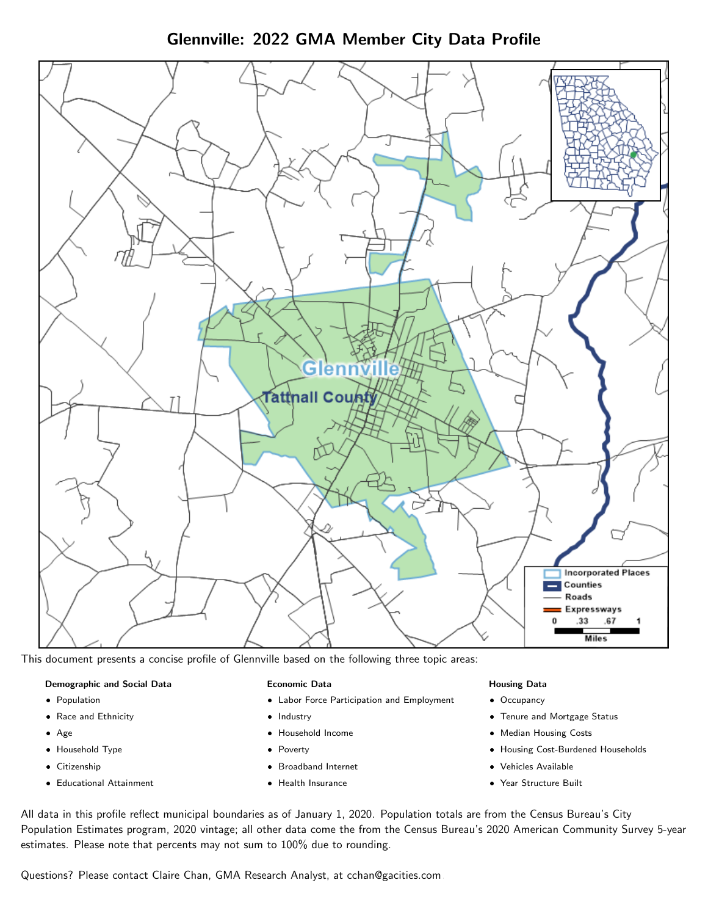# Glennville: 2022 GMA Member City Data Profile

This document presents a concise profile of Glennville based on the following three topic areas:

**Demographic and Social Data**

- Population
- Race and Ethnicity
- Age
- Household Type
- Citizenship
- Educational Attainment

**Economic Data**

- Labor Force Participation and Employment
- Industry
- Household Income
- Poverty
- Broadband Internet
- Health Insurance

**Housing Data**

- Occupancy
- Tenure and Mortgage Status
- Median Housing Costs
- Housing Cost-Burdened Households
- Vehicles Available
- Year Structure Built

All data in this profile reflect municipal boundaries as of January 1, 2020. Population totals are from the Census Bureau's City Population Estimates program, 2020 vintage; all other data come the from the Census Bureau's 2020 American Community Survey 5-year estimates. Please note that percents may not sum to 100% due to rounding.

Questions? Please contact Claire Chan, GMA Research Analyst, at cchan@gacities.com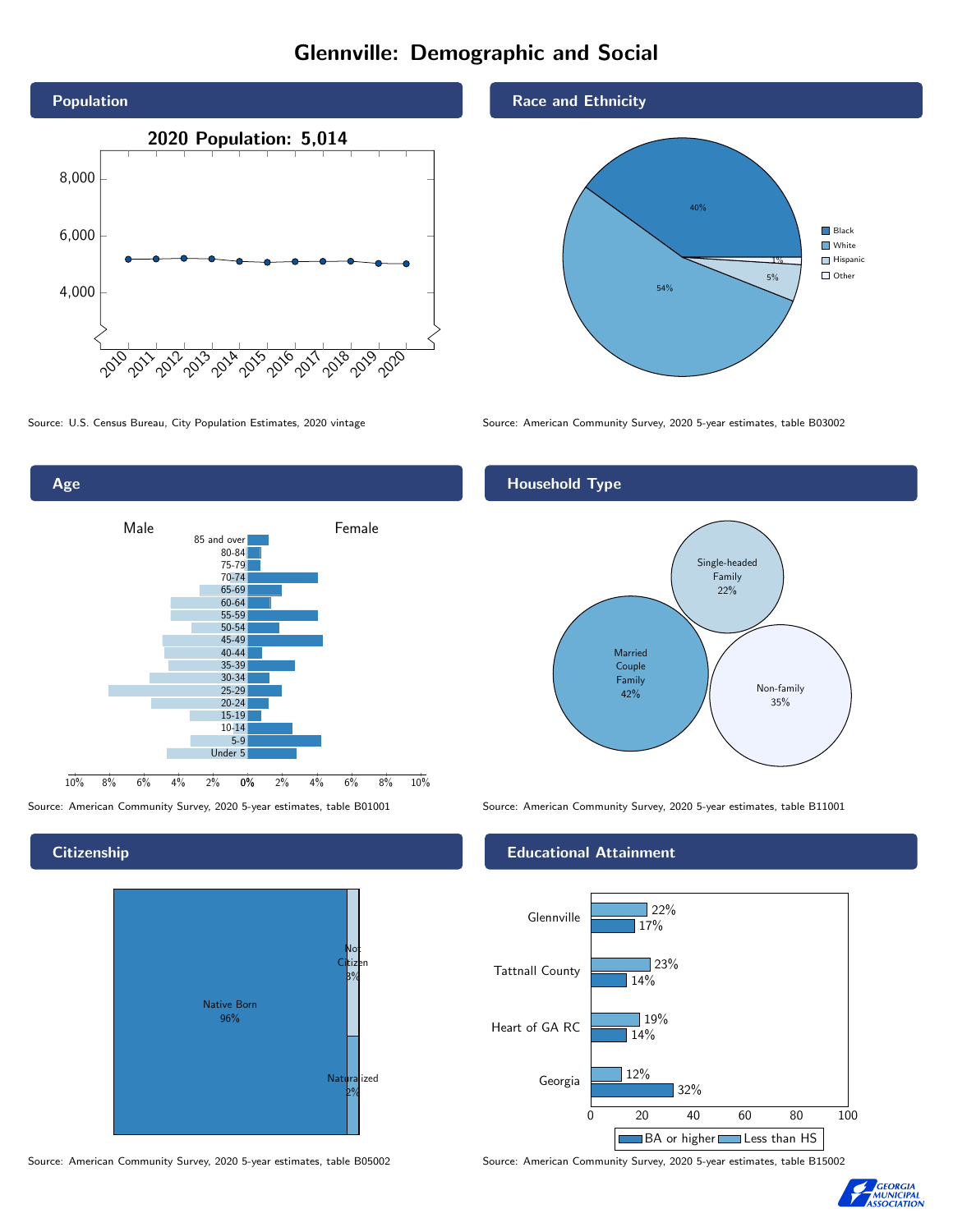# Glennville: Demographic and Social

## Population

2020 Population: 5,014

Source: U.S. Census Bureau, City Population Estimates, 2020 vintage

## Race and Ethnicity

| Race/Ethnicity | Share |
|---|---|
| Black | 40% |
| White | 54% |
| Hispanic | 5% |
| Other | 1% |

Source: American Community Survey, 2020 5-year estimates, table B03002

## Age

Source: American Community Survey, 2020 5-year estimates, table B01001

## Household Type

| Household Type | Share |
|---|---|
| Married Couple Family | 42% |
| Single-headed Family | 22% |
| Non-family | 35% |

Source: American Community Survey, 2020 5-year estimates, table B11001

## Citizenship

| Citizenship | Share |
|---|---|
| Native Born | 96% |
| Not Citizen | 3% |
| Naturalized | 2% |

Source: American Community Survey, 2020 5-year estimates, table B05002

## Educational Attainment

| | Less than HS | BA or higher |
|---|---|---|
| Glennville | 22% | 17% |
| Tattnall County | 23% | 14% |
| Heart of GA RC | 19% | 14% |
| Georgia | 12% | 32% |

Source: American Community Survey, 2020 5-year estimates, table B15002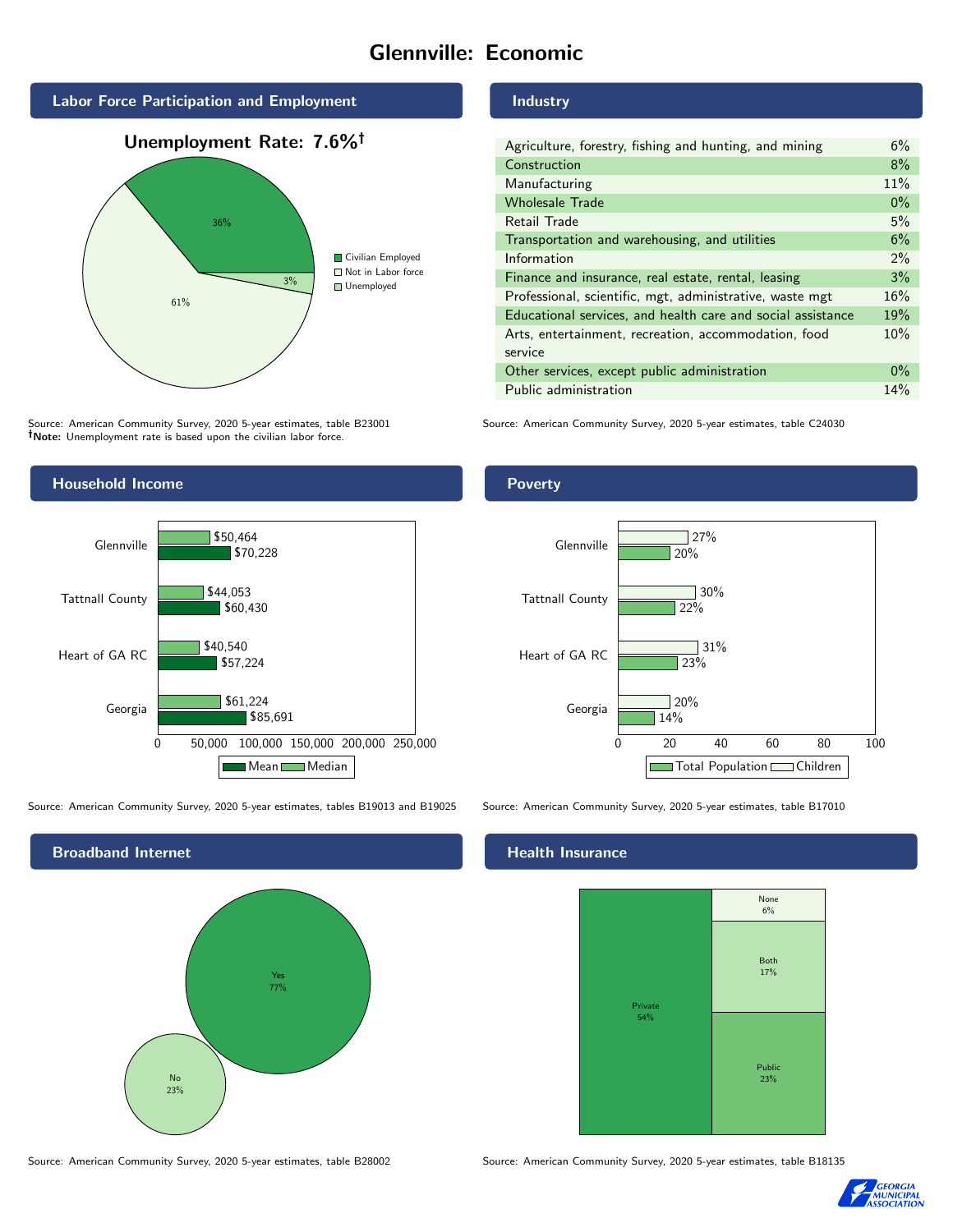# Glennville: Economic

## Labor Force Participation and Employment

**Unemployment Rate: 7.6%†**

| Category | Percent |
|---|---|
| Civilian Employed | 36% |
| Not in Labor force | 61% |
| Unemployed | 3% |

Source: American Community Survey, 2020 5-year estimates, table B23001
**†Note:** Unemployment rate is based upon the civilian labor force.

## Industry

| Industry | Percent |
|---|---|
| Agriculture, forestry, fishing and hunting, and mining | 6% |
| Construction | 8% |
| Manufacturing | 11% |
| Wholesale Trade | 0% |
| Retail Trade | 5% |
| Transportation and warehousing, and utilities | 6% |
| Information | 2% |
| Finance and insurance, real estate, rental, leasing | 3% |
| Professional, scientific, mgt, administrative, waste mgt | 16% |
| Educational services, and health care and social assistance | 19% |
| Arts, entertainment, recreation, accommodation, food service | 10% |
| Other services, except public administration | 0% |
| Public administration | 14% |

Source: American Community Survey, 2020 5-year estimates, table C24030

## Household Income

| | Median | Mean |
|---|---|---|
| Glennville | $50,464 | $70,228 |
| Tattnall County | $44,053 | $60,430 |
| Heart of GA RC | $40,540 | $57,224 |
| Georgia | $61,224 | $85,691 |

Source: American Community Survey, 2020 5-year estimates, tables B19013 and B19025

## Poverty

| | Children | Total Population |
|---|---|---|
| Glennville | 27% | 20% |
| Tattnall County | 30% | 22% |
| Heart of GA RC | 31% | 23% |
| Georgia | 20% | 14% |

Source: American Community Survey, 2020 5-year estimates, table B17010

## Broadband Internet

| | Percent |
|---|---|
| Yes | 77% |
| No | 23% |

Source: American Community Survey, 2020 5-year estimates, table B28002

## Health Insurance

| | Percent |
|---|---|
| Private | 54% |
| Public | 23% |
| Both | 17% |
| None | 6% |

Source: American Community Survey, 2020 5-year estimates, table B18135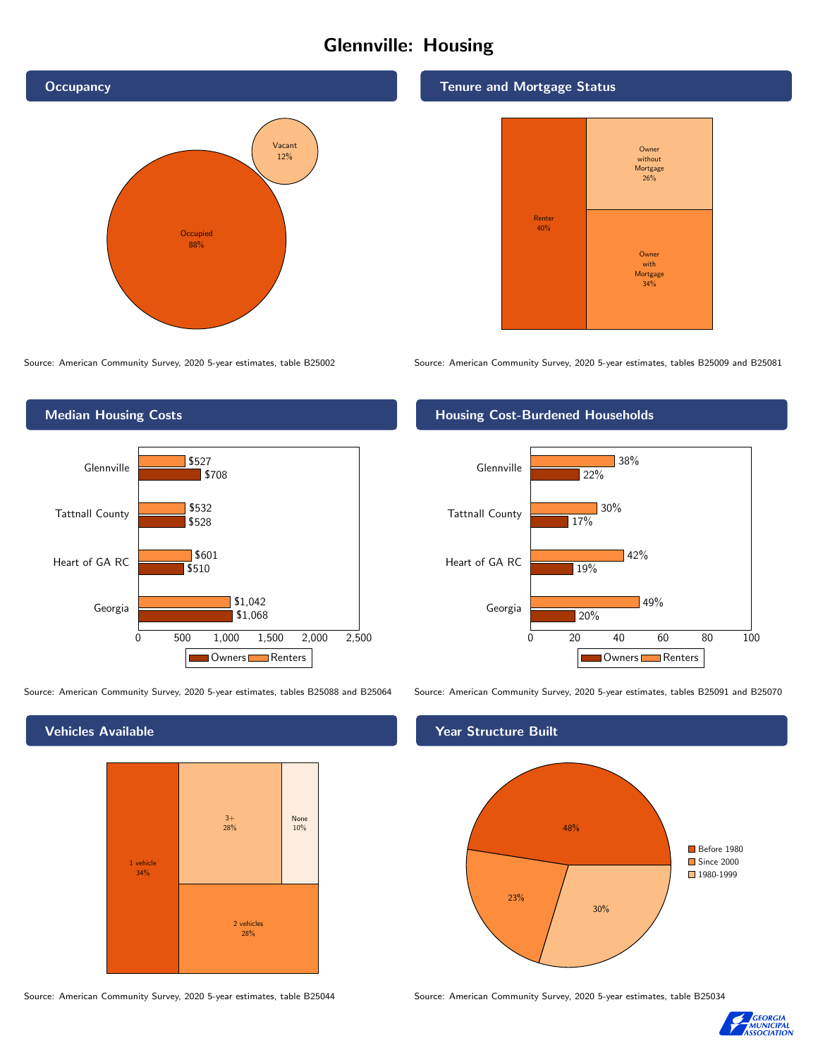# Glennville: Housing

## Occupancy

Vacant
12%

Occupied
88%

Source: American Community Survey, 2020 5-year estimates, table B25002

## Tenure and Mortgage Status

Renter
40%

Owner
without
Mortgage
26%

Owner
with
Mortgage
34%

Source: American Community Survey, 2020 5-year estimates, tables B25009 and B25081

## Median Housing Costs

Glennville
$527
$708

Tattnall County
$532
$528

Heart of GA RC
$601
$510

Georgia
$1,042
$1,068

0
500
1,000
1,500
2,000
2,500

Owners
Renters

Source: American Community Survey, 2020 5-year estimates, tables B25088 and B25064

## Housing Cost-Burdened Households

Glennville
38%
22%

Tattnall County
30%
17%

Heart of GA RC
42%
19%

Georgia
49%
20%

0
20
40
60
80
100

Owners
Renters

Source: American Community Survey, 2020 5-year estimates, tables B25091 and B25070

## Vehicles Available

1 vehicle
34%

3+
28%

None
10%

2 vehicles
28%

Source: American Community Survey, 2020 5-year estimates, table B25044

## Year Structure Built

48%
23%
30%

Before 1980
Since 2000
1980-1999

Source: American Community Survey, 2020 5-year estimates, table B25034